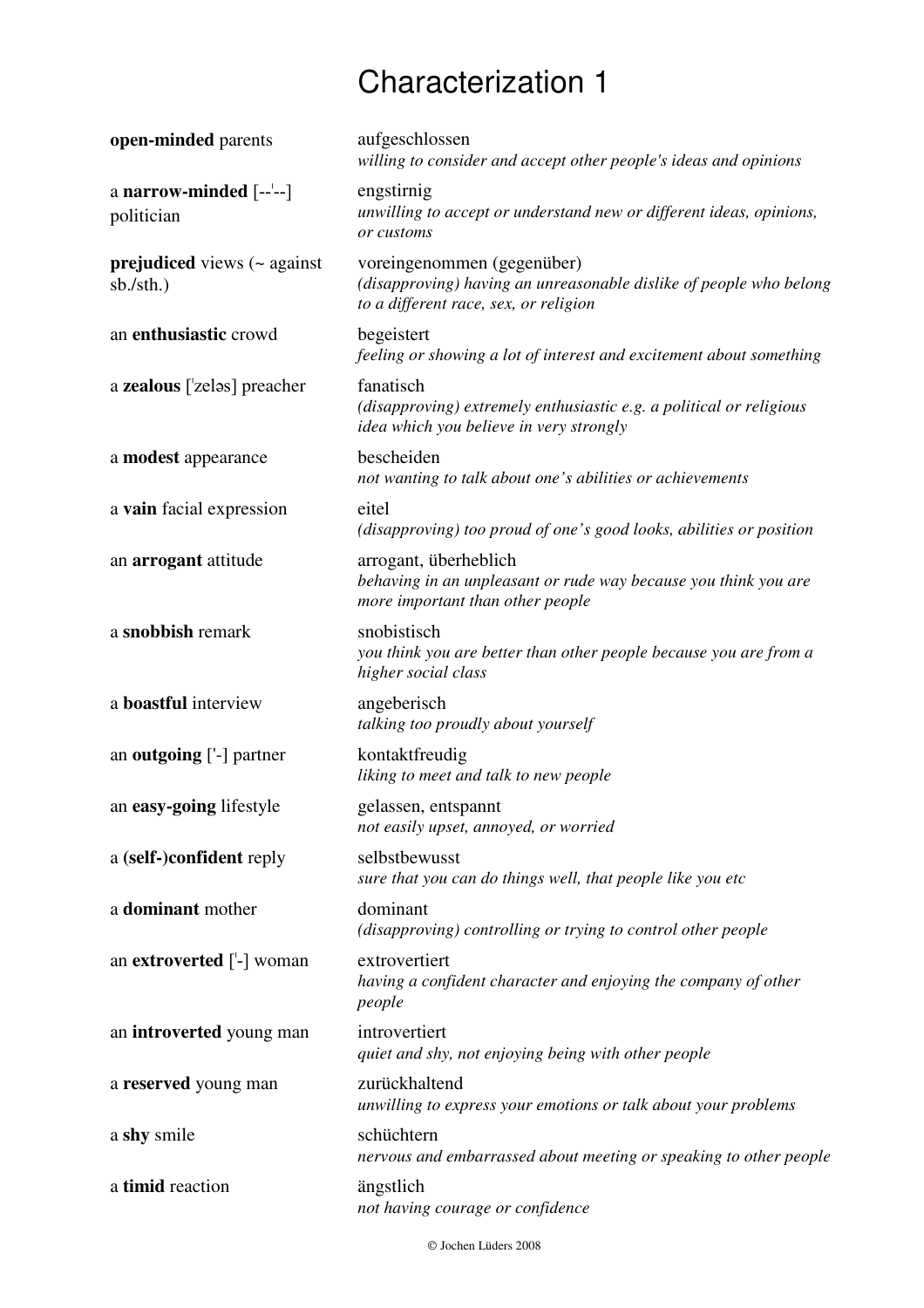# Characterization 1

| | |
|---|---|
| **open-minded** parents | aufgeschlossen<br>*willing to consider and accept other people's ideas and opinions* |
| a **narrow-minded** [--ˈ--] politician | engstirnig<br>*unwilling to accept or understand new or different ideas, opinions, or customs* |
| **prejudiced** views (~ against sb./sth.) | voreingenommen (gegenüber)<br>*(disapproving) having an unreasonable dislike of people who belong to a different race, sex, or religion* |
| an **enthusiastic** crowd | begeistert<br>*feeling or showing a lot of interest and excitement about something* |
| a **zealous** [ˈzeləs] preacher | fanatisch<br>*(disapproving) extremely enthusiastic e.g. a political or religious idea which you believe in very strongly* |
| a **modest** appearance | bescheiden<br>*not wanting to talk about one's abilities or achievements* |
| a **vain** facial expression | eitel<br>*(disapproving) too proud of one's good looks, abilities or position* |
| an **arrogant** attitude | arrogant, überheblich<br>*behaving in an unpleasant or rude way because you think you are more important than other people* |
| a **snobbish** remark | snobistisch<br>*you think you are better than other people because you are from a higher social class* |
| a **boastful** interview | angeberisch<br>*talking too proudly about yourself* |
| an **outgoing** ['-] partner | kontaktfreudig<br>*liking to meet and talk to new people* |
| an **easy-going** lifestyle | gelassen, entspannt<br>*not easily upset, annoyed, or worried* |
| a **(self-)confident** reply | selbstbewusst<br>*sure that you can do things well, that people like you etc* |
| a **dominant** mother | dominant<br>*(disapproving) controlling or trying to control other people* |
| an **extroverted** [ˈ-] woman | extrovertiert<br>*having a confident character and enjoying the company of other people* |
| an **introverted** young man | introvertiert<br>*quiet and shy, not enjoying being with other people* |
| a **reserved** young man | zurückhaltend<br>*unwilling to express your emotions or talk about your problems* |
| a **shy** smile | schüchtern<br>*nervous and embarrassed about meeting or speaking to other people* |
| a **timid** reaction | ängstlich<br>*not having courage or confidence* |

© Jochen Lüders 2008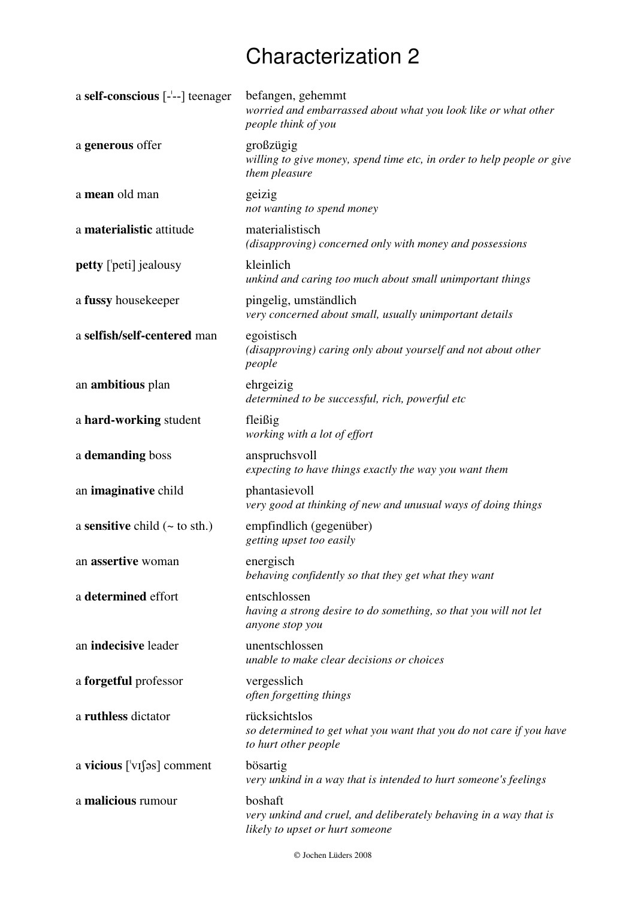# Characterization 2

| | |
|---|---|
| a **self-conscious** [-ˈ--] teenager | befangen, gehemmt<br>*worried and embarrassed about what you look like or what other people think of you* |
| a **generous** offer | großzügig<br>*willing to give money, spend time etc, in order to help people or give them pleasure* |
| a **mean** old man | geizig<br>*not wanting to spend money* |
| a **materialistic** attitude | materialistisch<br>*(disapproving) concerned only with money and possessions* |
| **petty** [ˈpeti] jealousy | kleinlich<br>*unkind and caring too much about small unimportant things* |
| a **fussy** housekeeper | pingelig, umständlich<br>*very concerned about small, usually unimportant details* |
| a **selfish/self-centered** man | egoistisch<br>*(disapproving) caring only about yourself and not about other people* |
| an **ambitious** plan | ehrgeizig<br>*determined to be successful, rich, powerful etc* |
| a **hard-working** student | fleißig<br>*working with a lot of effort* |
| a **demanding** boss | anspruchsvoll<br>*expecting to have things exactly the way you want them* |
| an **imaginative** child | phantasievoll<br>*very good at thinking of new and unusual ways of doing things* |
| a **sensitive** child (~ to sth.) | empfindlich (gegenüber)<br>*getting upset too easily* |
| an **assertive** woman | energisch<br>*behaving confidently so that they get what they want* |
| a **determined** effort | entschlossen<br>*having a strong desire to do something, so that you will not let anyone stop you* |
| an **indecisive** leader | unentschlossen<br>*unable to make clear decisions or choices* |
| a **forgetful** professor | vergesslich<br>*often forgetting things* |
| a **ruthless** dictator | rücksichtslos<br>*so determined to get what you want that you do not care if you have to hurt other people* |
| a **vicious** [ˈvɪʃəs] comment | bösartig<br>*very unkind in a way that is intended to hurt someone's feelings* |
| a **malicious** rumour | boshaft<br>*very unkind and cruel, and deliberately behaving in a way that is likely to upset or hurt someone* |

© Jochen Lüders 2008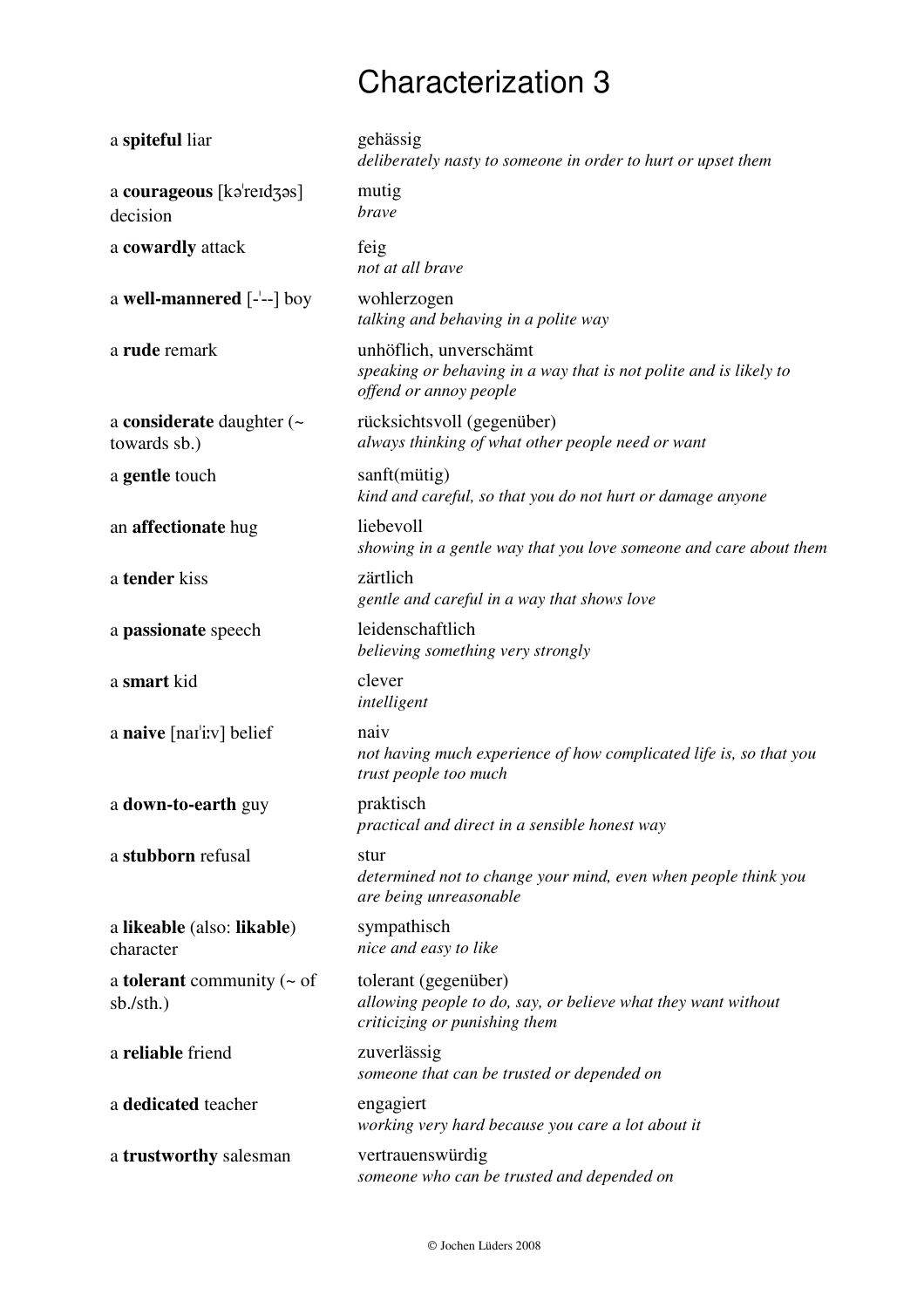# Characterization 3

| | | |
|---|---|---|
| a **spiteful** liar | gehässig | *deliberately nasty to someone in order to hurt or upset them* |
| a **courageous** [kəˈreɪdʒəs] decision | mutig | *brave* |
| a **cowardly** attack | feig | *not at all brave* |
| a **well-mannered** [-ˈ--] boy | wohlerzogen | *talking and behaving in a polite way* |
| a **rude** remark | unhöflich, unverschämt | *speaking or behaving in a way that is not polite and is likely to offend or annoy people* |
| a **considerate** daughter (~ towards sb.) | rücksichtsvoll (gegenüber) | *always thinking of what other people need or want* |
| a **gentle** touch | sanft(mütig) | *kind and careful, so that you do not hurt or damage anyone* |
| an **affectionate** hug | liebevoll | *showing in a gentle way that you love someone and care about them* |
| a **tender** kiss | zärtlich | *gentle and careful in a way that shows love* |
| a **passionate** speech | leidenschaftlich | *believing something very strongly* |
| a **smart** kid | clever | *intelligent* |
| a **naive** [naɪˈiːv] belief | naiv | *not having much experience of how complicated life is, so that you trust people too much* |
| a **down-to-earth** guy | praktisch | *practical and direct in a sensible honest way* |
| a **stubborn** refusal | stur | *determined not to change your mind, even when people think you are being unreasonable* |
| a **likeable** (also: **likable**) character | sympathisch | *nice and easy to like* |
| a **tolerant** community (~ of sb./sth.) | tolerant (gegenüber) | *allowing people to do, say, or believe what they want without criticizing or punishing them* |
| a **reliable** friend | zuverlässig | *someone that can be trusted or depended on* |
| a **dedicated** teacher | engagiert | *working very hard because you care a lot about it* |
| a **trustworthy** salesman | vertrauenswürdig | *someone who can be trusted and depended on* |

© Jochen Lüders 2008